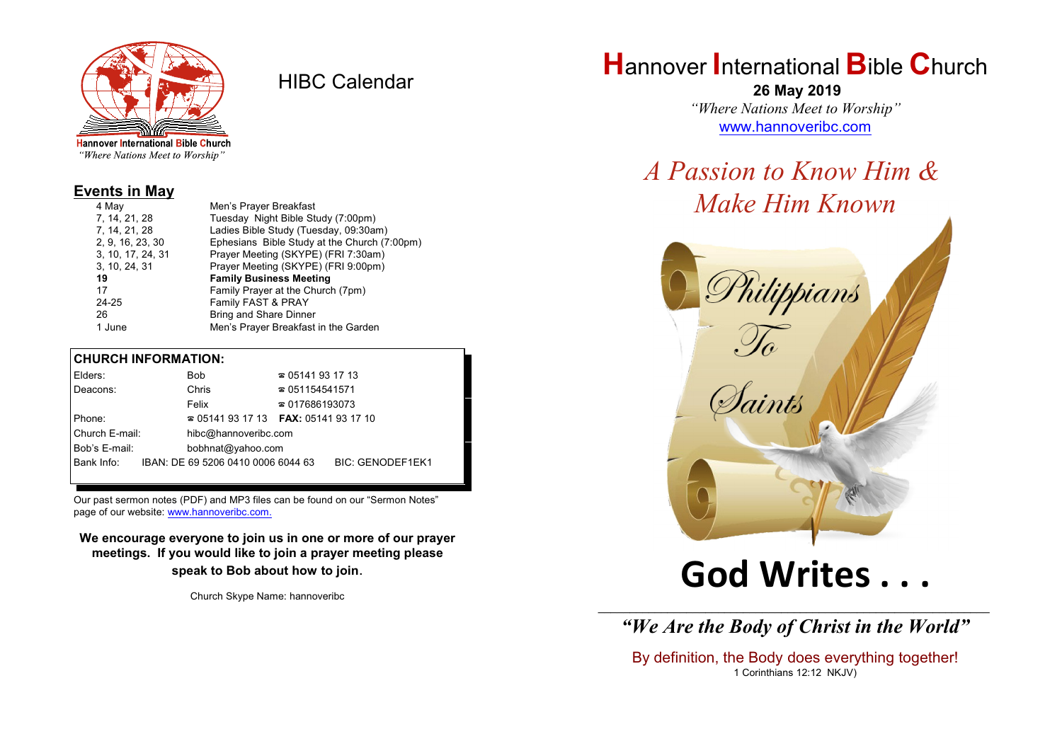Hannover International Bible Church
*"Where Nations Meet to Worship"*

# HIBC Calendar

## Events in May

| | |
|---|---|
| 4 May | Men's Prayer Breakfast |
| 7, 14, 21, 28 | Tuesday Night Bible Study (7:00pm) |
| 7, 14, 21, 28 | Ladies Bible Study (Tuesday, 09:30am) |
| 2, 9, 16, 23, 30 | Ephesians Bible Study at the Church (7:00pm) |
| 3, 10, 17, 24, 31 | Prayer Meeting (SKYPE) (FRI 7:30am) |
| 3, 10, 24, 31 | Prayer Meeting (SKYPE) (FRI 9:00pm) |
| **19** | **Family Business Meeting** |
| 17 | Family Prayer at the Church (7pm) |
| 24-25 | Family FAST & PRAY |
| 26 | Bring and Share Dinner |
| 1 June | Men's Prayer Breakfast in the Garden |

## CHURCH INFORMATION:

| | | |
|---|---|---|
| Elders: | Bob | ☎ 05141 93 17 13 |
| Deacons: | Chris | ☎ 051154541571 |
| | Felix | ☎ 017686193073 |
| Phone: | ☎ 05141 93 17 13 | **FAX:** 05141 93 17 10 |
| Church E-mail: | hibc@hannoveribc.com | |
| Bob's E-mail: | bobhnat@yahoo.com | |
| Bank Info: | IBAN: DE 69 5206 0410 0006 6044 63 | BIC: GENODEF1EK1 |

Our past sermon notes (PDF) and MP3 files can be found on our "Sermon Notes" page of our website: www.hannoveribc.com.

**We encourage everyone to join us in one or more of our prayer meetings. If you would like to join a prayer meeting please speak to Bob about how to join.**

Church Skype Name: hannoveribc

# Hannover International Bible Church

**26 May 2019**

*"Where Nations Meet to Worship"*

www.hannoveribc.com

*A Passion to Know Him & Make Him Known*

Philippians To Saints

# God Writes . . .

---

***"We Are the Body of Christ in the World"***

By definition, the Body does everything together!

1 Corinthians 12:12 NKJV)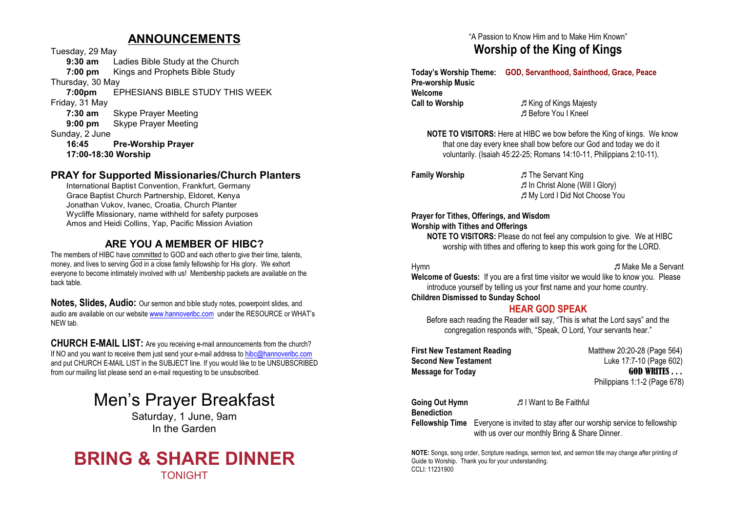## ANNOUNCEMENTS

Tuesday, 29 May

- **9:30 am** Ladies Bible Study at the Church
- **7:00 pm** Kings and Prophets Bible Study

Thursday, 30 May

- **7:00pm** EPHESIANS BIBLE STUDY THIS WEEK

Friday, 31 May

- **7:30 am** Skype Prayer Meeting
- **9:00 pm** Skype Prayer Meeting

Sunday, 2 June

- **16:45 Pre-Worship Prayer**
- **17:00-18:30 Worship**

### PRAY for Supported Missionaries/Church Planters

International Baptist Convention, Frankfurt, Germany
Grace Baptist Church Partnership, Eldoret, Kenya
Jonathan Vukov, Ivanec, Croatia, Church Planter
Wycliffe Missionary, name withheld for safety purposes
Amos and Heidi Collins, Yap, Pacific Mission Aviation

### ARE YOU A MEMBER OF HIBC?

The members of HIBC have committed to GOD and each other to give their time, talents, money, and lives to serving God in a close family fellowship for His glory. We exhort everyone to become intimately involved with us! Membership packets are available on the back table.

**Notes, Slides, Audio:** Our sermon and bible study notes, powerpoint slides, and audio are available on our website www.hannoveribc.com under the RESOURCE or WHAT's NEW tab.

**CHURCH E-MAIL LIST:** Are you receiving e-mail announcements from the church? If NO and you want to receive them just send your e-mail address to hibc@hannoveribc.com and put CHURCH E-MAIL LIST in the SUBJECT line. If you would like to be UNSUBSCRIBED from our mailing list please send an e-mail requesting to be unsubscribed.

## Men's Prayer Breakfast

Saturday, 1 June, 9am
In the Garden

## BRING & SHARE DINNER

TONIGHT

---

"A Passion to Know Him and to Make Him Known"

# Worship of the King of Kings

**Today's Worship Theme:** **GOD, Servanthood, Sainthood, Grace, Peace**

**Pre-worship Music**

**Welcome**

**Call to Worship** ♬ King of Kings Majesty
♬ Before You I Kneel

**NOTE TO VISITORS:** Here at HIBC we bow before the King of kings. We know that one day every knee shall bow before our God and today we do it voluntarily. (Isaiah 45:22-25; Romans 14:10-11, Philippians 2:10-11).

**Family Worship** ♬ The Servant King
♬ In Christ Alone (Will I Glory)
♬ My Lord I Did Not Choose You

**Prayer for Tithes, Offerings, and Wisdom**

**Worship with Tithes and Offerings**

**NOTE TO VISITORS:** Please do not feel any compulsion to give. We at HIBC worship with tithes and offering to keep this work going for the LORD.

Hymn ♬ Make Me a Servant

**Welcome of Guests:** If you are a first time visitor we would like to know you. Please introduce yourself by telling us your first name and your home country.

**Children Dismissed to Sunday School**

### HEAR GOD SPEAK

Before each reading the Reader will say, "This is what the Lord says" and the congregation responds with, "Speak, O Lord, Your servants hear."

**First New Testament Reading** Matthew 20:20-28 (Page 564)

**Second New Testament** Luke 17:7-10 (Page 602)

**Message for Today** **GOD WRITES . . .**
Philippians 1:1-2 (Page 678)

**Going Out Hymn** ♬ I Want to Be Faithful

**Benediction**

**Fellowship Time** Everyone is invited to stay after our worship service to fellowship with us over our monthly Bring & Share Dinner.

**NOTE:** Songs, song order, Scripture readings, sermon text, and sermon title may change after printing of Guide to Worship. Thank you for your understanding.
CCLI: 11231900